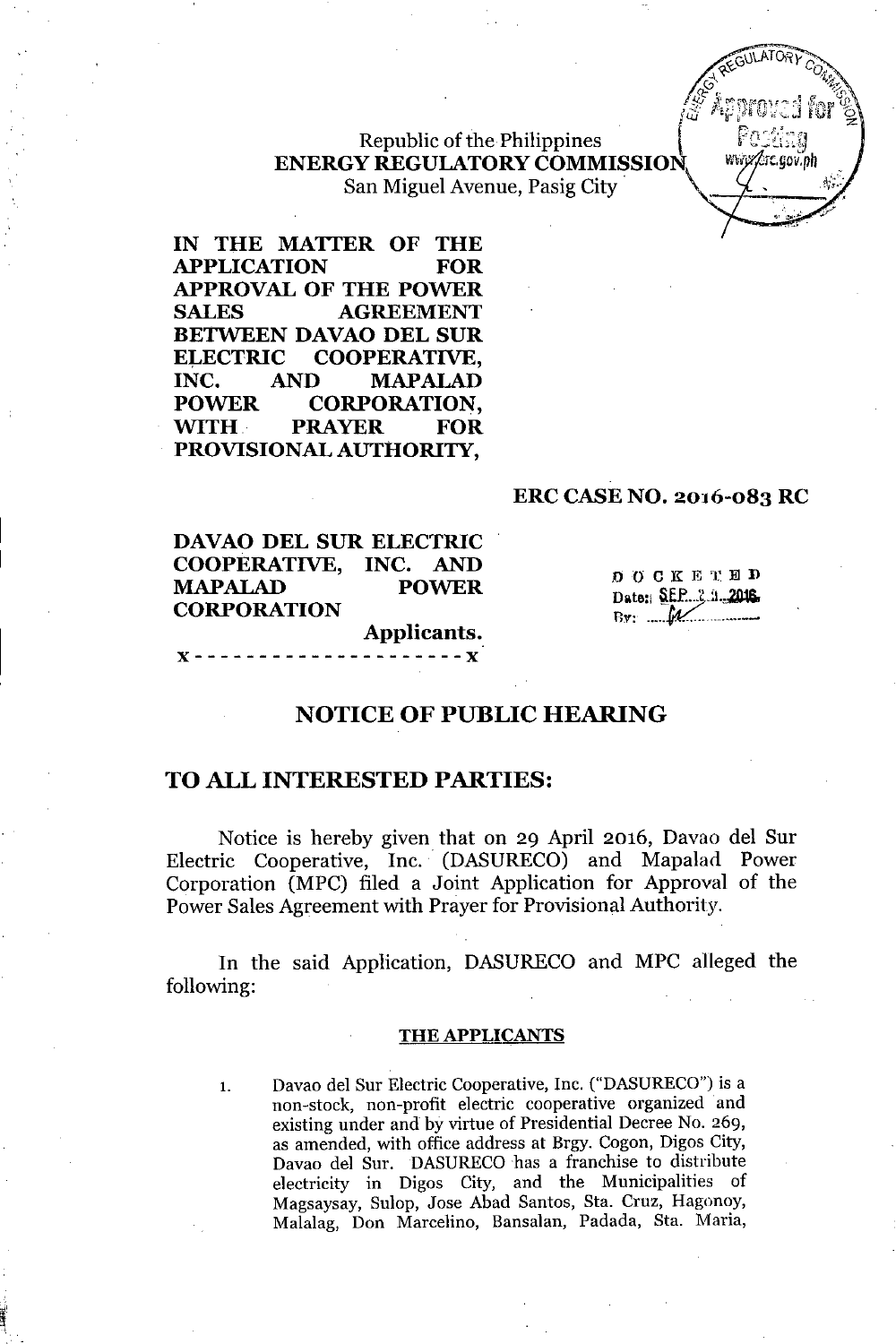Republic of the Philippines
**ENERGY REGULATORY COMMISSION**
San Miguel Avenue, Pasig City

**IN THE MATTER OF THE APPLICATION FOR APPROVAL OF THE POWER SALES AGREEMENT BETWEEN DAVAO DEL SUR ELECTRIC COOPERATIVE, INC. AND MAPALAD POWER CORPORATION, WITH PRAYER FOR PROVISIONAL AUTHORITY,**

**ERC CASE NO. 2016-083 RC**

**DAVAO DEL SUR ELECTRIC COOPERATIVE, INC. AND MAPALAD POWER CORPORATION**
**Applicants.**
x - - - - - - - - - - - - - - - - - - - - - x

DOCKETED
Date: SEP 23 2016
By: ______

# NOTICE OF PUBLIC HEARING

## TO ALL INTERESTED PARTIES:

Notice is hereby given that on 29 April 2016, Davao del Sur Electric Cooperative, Inc. (DASURECO) and Mapalad Power Corporation (MPC) filed a Joint Application for Approval of the Power Sales Agreement with Prayer for Provisional Authority.

In the said Application, DASURECO and MPC alleged the following:

**THE APPLICANTS**

1. Davao del Sur Electric Cooperative, Inc. ("DASURECO") is a non-stock, non-profit electric cooperative organized and existing under and by virtue of Presidential Decree No. 269, as amended, with office address at Brgy. Cogon, Digos City, Davao del Sur. DASURECO has a franchise to distribute electricity in Digos City, and the Municipalities of Magsaysay, Sulop, Jose Abad Santos, Sta. Cruz, Hagonoy, Malalag, Don Marcelino, Bansalan, Padada, Sta. Maria,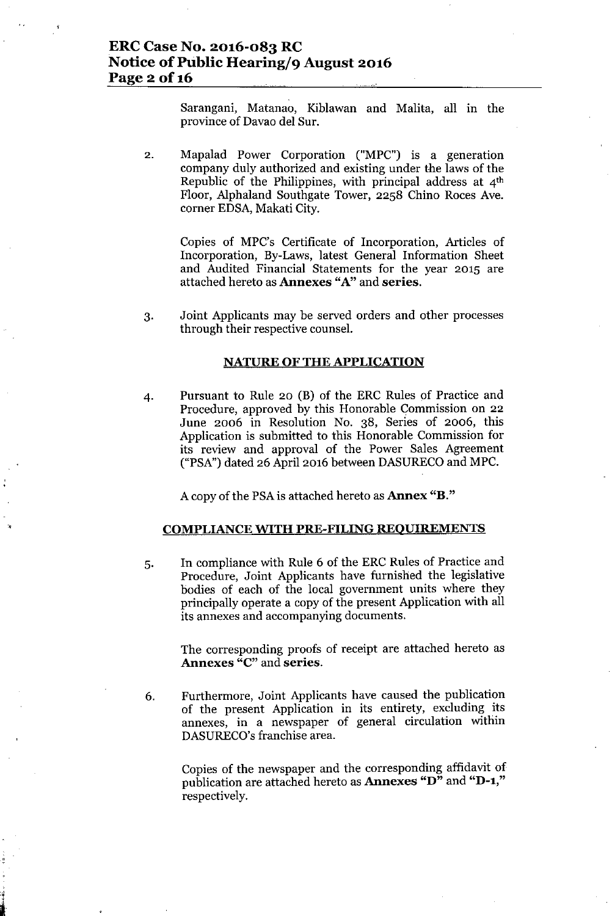Sarangani, Matanao, Kiblawan and Malita, all in the province of Davao del Sur.

2. Mapalad Power Corporation ("MPC") is a generation company duly authorized and existing under the laws of the Republic of the Philippines, with principal address at 4th Floor, Alphaland Southgate Tower, 2258 Chino Roces Ave. corner EDSA, Makati City.

   Copies of MPC's Certificate of Incorporation, Articles of Incorporation, By-Laws, latest General Information Sheet and Audited Financial Statements for the year 2015 are attached hereto as **Annexes "A"** and **series.**

3. Joint Applicants may be served orders and other processes through their respective counsel.

## NATURE OF THE APPLICATION

4. Pursuant to Rule 20 (B) of the ERC Rules of Practice and Procedure, approved by this Honorable Commission on 22 June 2006 in Resolution No. 38, Series of 2006, this Application is submitted to this Honorable Commission for its review and approval of the Power Sales Agreement ("PSA") dated 26 April 2016 between DASURECO and MPC.

   A copy of the PSA is attached hereto as **Annex "B."**

## COMPLIANCE WITH PRE-FILING REQUIREMENTS

5. In compliance with Rule 6 of the ERC Rules of Practice and Procedure, Joint Applicants have furnished the legislative bodies of each of the local government units where they principally operate a copy of the present Application with all its annexes and accompanying documents.

   The corresponding proofs of receipt are attached hereto as **Annexes "C"** and **series.**

6. Furthermore, Joint Applicants have caused the publication of the present Application in its entirety, excluding its annexes, in a newspaper of general circulation within DASURECO's franchise area.

   Copies of the newspaper and the corresponding affidavit of publication are attached hereto as **Annexes "D"** and **"D-1,"** respectively.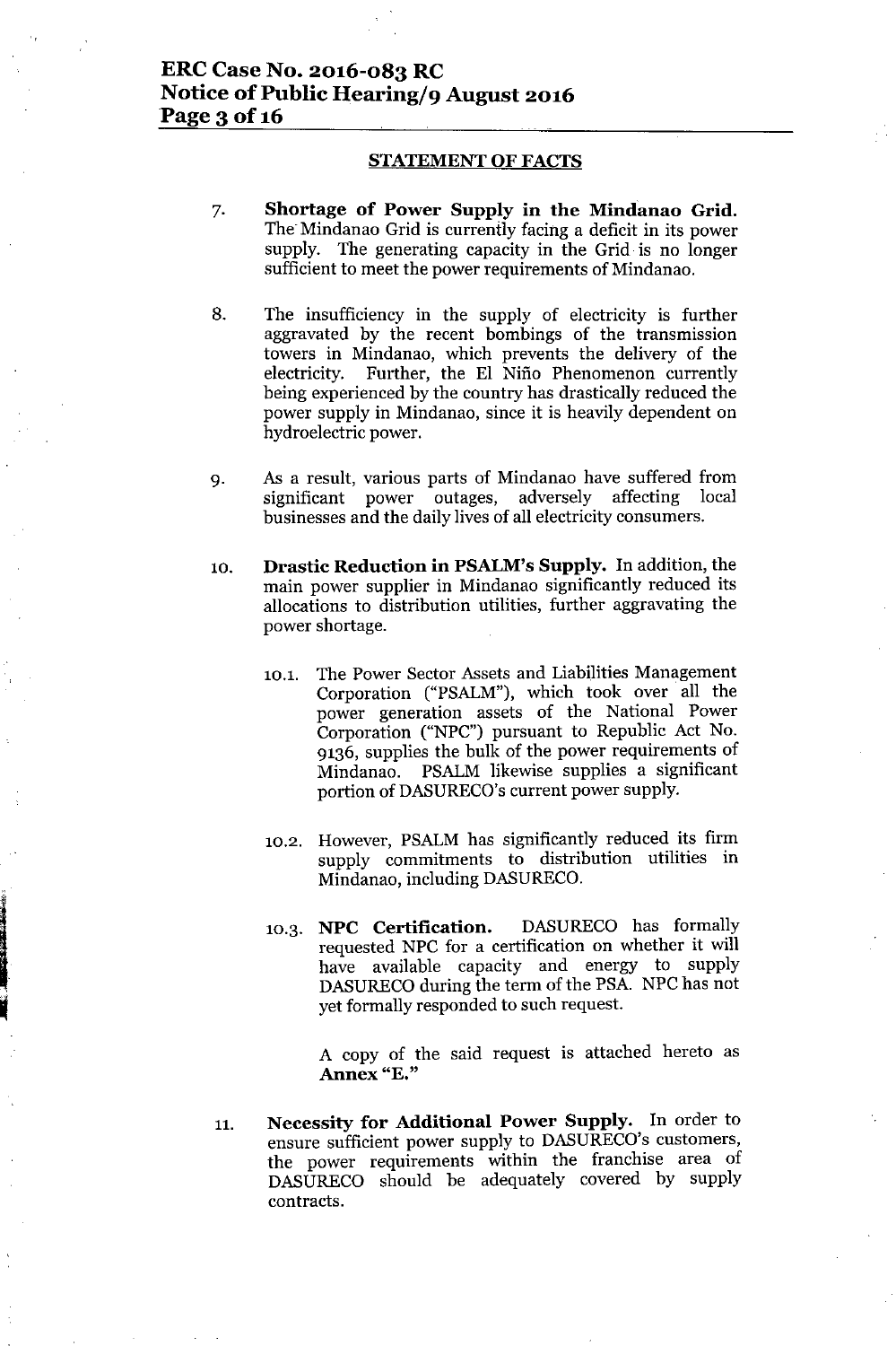## STATEMENT OF FACTS

7. **Shortage of Power Supply in the Mindanao Grid.** The Mindanao Grid is currently facing a deficit in its power supply. The generating capacity in the Grid is no longer sufficient to meet the power requirements of Mindanao.

8. The insufficiency in the supply of electricity is further aggravated by the recent bombings of the transmission towers in Mindanao, which prevents the delivery of the electricity. Further, the El Niño Phenomenon currently being experienced by the country has drastically reduced the power supply in Mindanao, since it is heavily dependent on hydroelectric power.

9. As a result, various parts of Mindanao have suffered from significant power outages, adversely affecting local businesses and the daily lives of all electricity consumers.

10. **Drastic Reduction in PSALM's Supply.** In addition, the main power supplier in Mindanao significantly reduced its allocations to distribution utilities, further aggravating the power shortage.

    10.1. The Power Sector Assets and Liabilities Management Corporation ("PSALM"), which took over all the power generation assets of the National Power Corporation ("NPC") pursuant to Republic Act No. 9136, supplies the bulk of the power requirements of Mindanao. PSALM likewise supplies a significant portion of DASURECO's current power supply.

    10.2. However, PSALM has significantly reduced its firm supply commitments to distribution utilities in Mindanao, including DASURECO.

    10.3. **NPC Certification.** DASURECO has formally requested NPC for a certification on whether it will have available capacity and energy to supply DASURECO during the term of the PSA. NPC has not yet formally responded to such request.

    A copy of the said request is attached hereto as **Annex "E."**

11. **Necessity for Additional Power Supply.** In order to ensure sufficient power supply to DASURECO's customers, the power requirements within the franchise area of DASURECO should be adequately covered by supply contracts.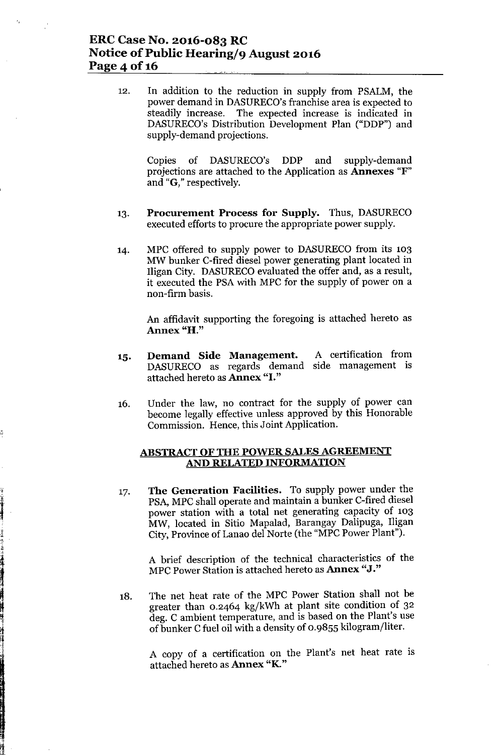12. In addition to the reduction in supply from PSALM, the power demand in DASURECO's franchise area is expected to steadily increase. The expected increase is indicated in DASURECO's Distribution Development Plan ("DDP") and supply-demand projections.

    Copies of DASURECO's DDP and supply-demand projections are attached to the Application as **Annexes "F"** and **"G,"** respectively.

13. **Procurement Process for Supply.** Thus, DASURECO executed efforts to procure the appropriate power supply.

14. MPC offered to supply power to DASURECO from its 103 MW bunker C-fired diesel power generating plant located in Iligan City. DASURECO evaluated the offer and, as a result, it executed the PSA with MPC for the supply of power on a non-firm basis.

    An affidavit supporting the foregoing is attached hereto as **Annex "H."**

15. **Demand Side Management.** A certification from DASURECO as regards demand side management is attached hereto as **Annex "I."**

16. Under the law, no contract for the supply of power can become legally effective unless approved by this Honorable Commission. Hence, this Joint Application.

## ABSTRACT OF THE POWER SALES AGREEMENT AND RELATED INFORMATION

17. **The Generation Facilities.** To supply power under the PSA, MPC shall operate and maintain a bunker C-fired diesel power station with a total net generating capacity of 103 MW, located in Sitio Mapalad, Barangay Dalipuga, Iligan City, Province of Lanao del Norte (the "MPC Power Plant").

    A brief description of the technical characteristics of the MPC Power Station is attached hereto as **Annex "J."**

18. The net heat rate of the MPC Power Station shall not be greater than 0.2464 kg/kWh at plant site condition of 32 deg. C ambient temperature, and is based on the Plant's use of bunker C fuel oil with a density of 0.9855 kilogram/liter.

    A copy of a certification on the Plant's net heat rate is attached hereto as **Annex "K."**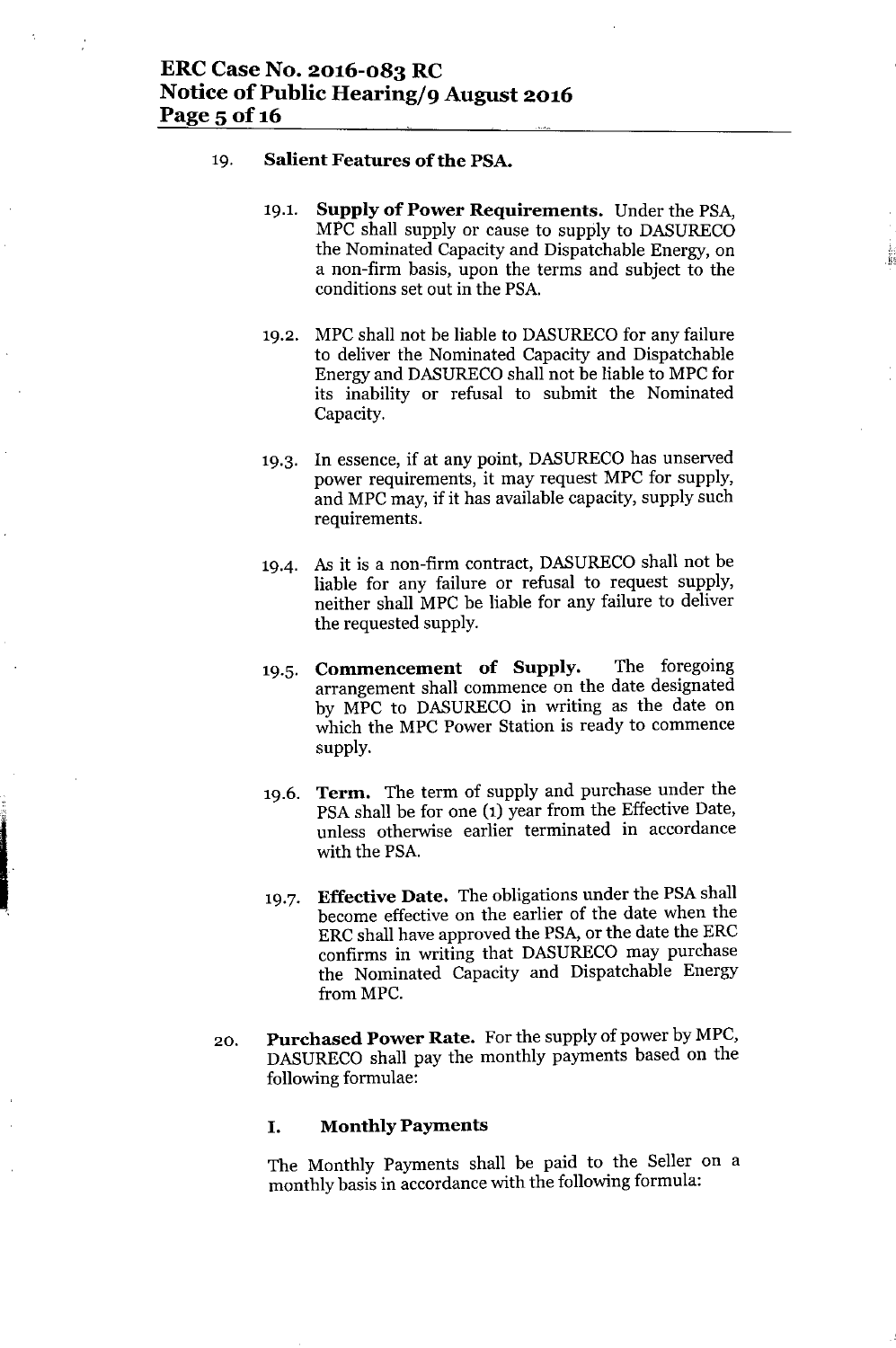19. **Salient Features of the PSA.**

    19.1. **Supply of Power Requirements.** Under the PSA, MPC shall supply or cause to supply to DASURECO the Nominated Capacity and Dispatchable Energy, on a non-firm basis, upon the terms and subject to the conditions set out in the PSA.

    19.2. MPC shall not be liable to DASURECO for any failure to deliver the Nominated Capacity and Dispatchable Energy and DASURECO shall not be liable to MPC for its inability or refusal to submit the Nominated Capacity.

    19.3. In essence, if at any point, DASURECO has unserved power requirements, it may request MPC for supply, and MPC may, if it has available capacity, supply such requirements.

    19.4. As it is a non-firm contract, DASURECO shall not be liable for any failure or refusal to request supply, neither shall MPC be liable for any failure to deliver the requested supply.

    19.5. **Commencement of Supply.** The foregoing arrangement shall commence on the date designated by MPC to DASURECO in writing as the date on which the MPC Power Station is ready to commence supply.

    19.6. **Term.** The term of supply and purchase under the PSA shall be for one (1) year from the Effective Date, unless otherwise earlier terminated in accordance with the PSA.

    19.7. **Effective Date.** The obligations under the PSA shall become effective on the earlier of the date when the ERC shall have approved the PSA, or the date the ERC confirms in writing that DASURECO may purchase the Nominated Capacity and Dispatchable Energy from MPC.

20. **Purchased Power Rate.** For the supply of power by MPC, DASURECO shall pay the monthly payments based on the following formulae:

    **I. Monthly Payments**

    The Monthly Payments shall be paid to the Seller on a monthly basis in accordance with the following formula: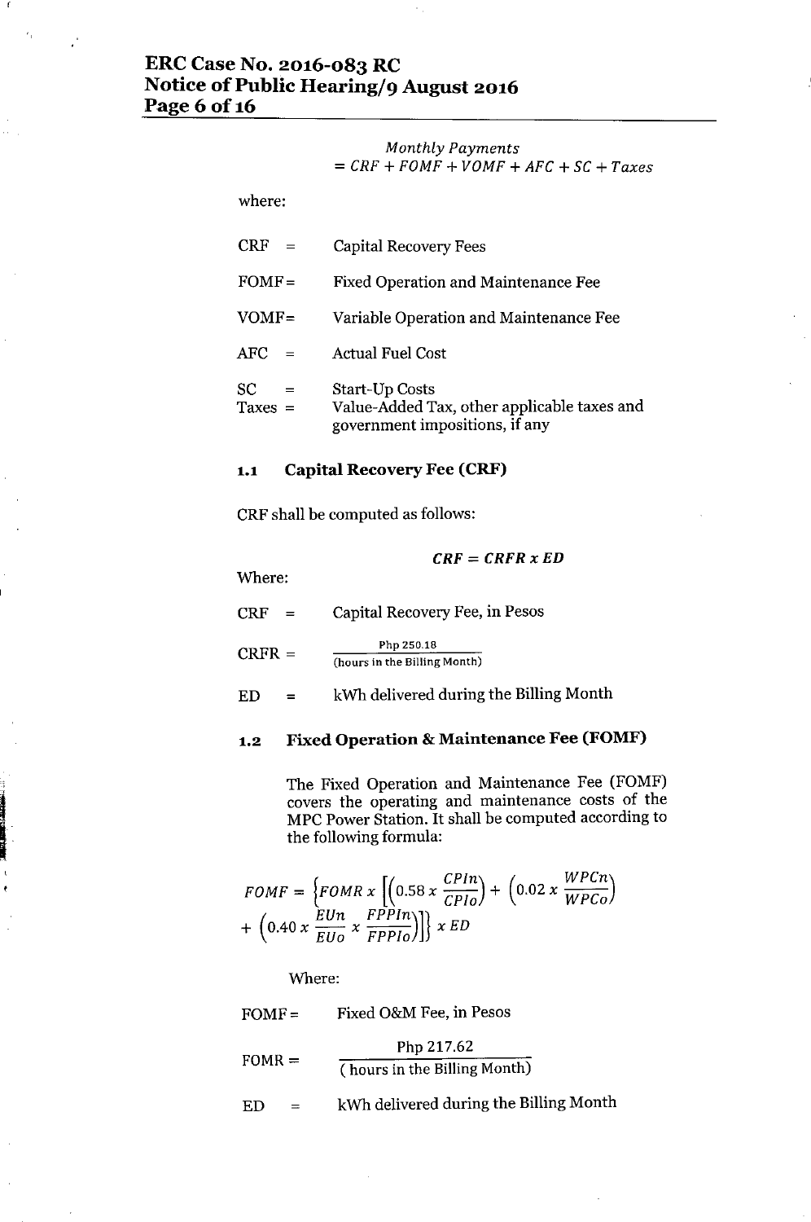$$Monthly\ Payments = CRF + FOMF + VOMF + AFC + SC + Taxes$$

where:

| | | |
|---|---|---|
| CRF | = | Capital Recovery Fees |
| FOMF | = | Fixed Operation and Maintenance Fee |
| VOMF | = | Variable Operation and Maintenance Fee |
| AFC | = | Actual Fuel Cost |
| SC | = | Start-Up Costs |
| Taxes | = | Value-Added Tax, other applicable taxes and government impositions, if any |

### 1.1 Capital Recovery Fee (CRF)

CRF shall be computed as follows:

$$CRF = CRFR \ x \ ED$$

Where:

| | | |
|---|---|---|
| CRF | = | Capital Recovery Fee, in Pesos |
| CRFR | = | $\frac{\text{Php 250.18}}{\text{(hours in the Billing Month)}}$ |
| ED | = | kWh delivered during the Billing Month |

### 1.2 Fixed Operation & Maintenance Fee (FOMF)

The Fixed Operation and Maintenance Fee (FOMF) covers the operating and maintenance costs of the MPC Power Station. It shall be computed according to the following formula:

$$FOMF = \left\{FOMR \ x \left[\left(0.58 \ x \ \frac{CPIn}{CPIo}\right) + \left(0.02 \ x \ \frac{WPCn}{WPCo}\right) + \left(0.40 \ x \ \frac{EUn}{EUo} \ x \ \frac{FPPIn}{FPPIo}\right)\right]\right\} x \ ED$$

Where:

| | | |
|---|---|---|
| FOMF | = | Fixed O&M Fee, in Pesos |
| FOMR | = | $\frac{\text{Php 217.62}}{\text{( hours in the Billing Month)}}$ |
| ED | = | kWh delivered during the Billing Month |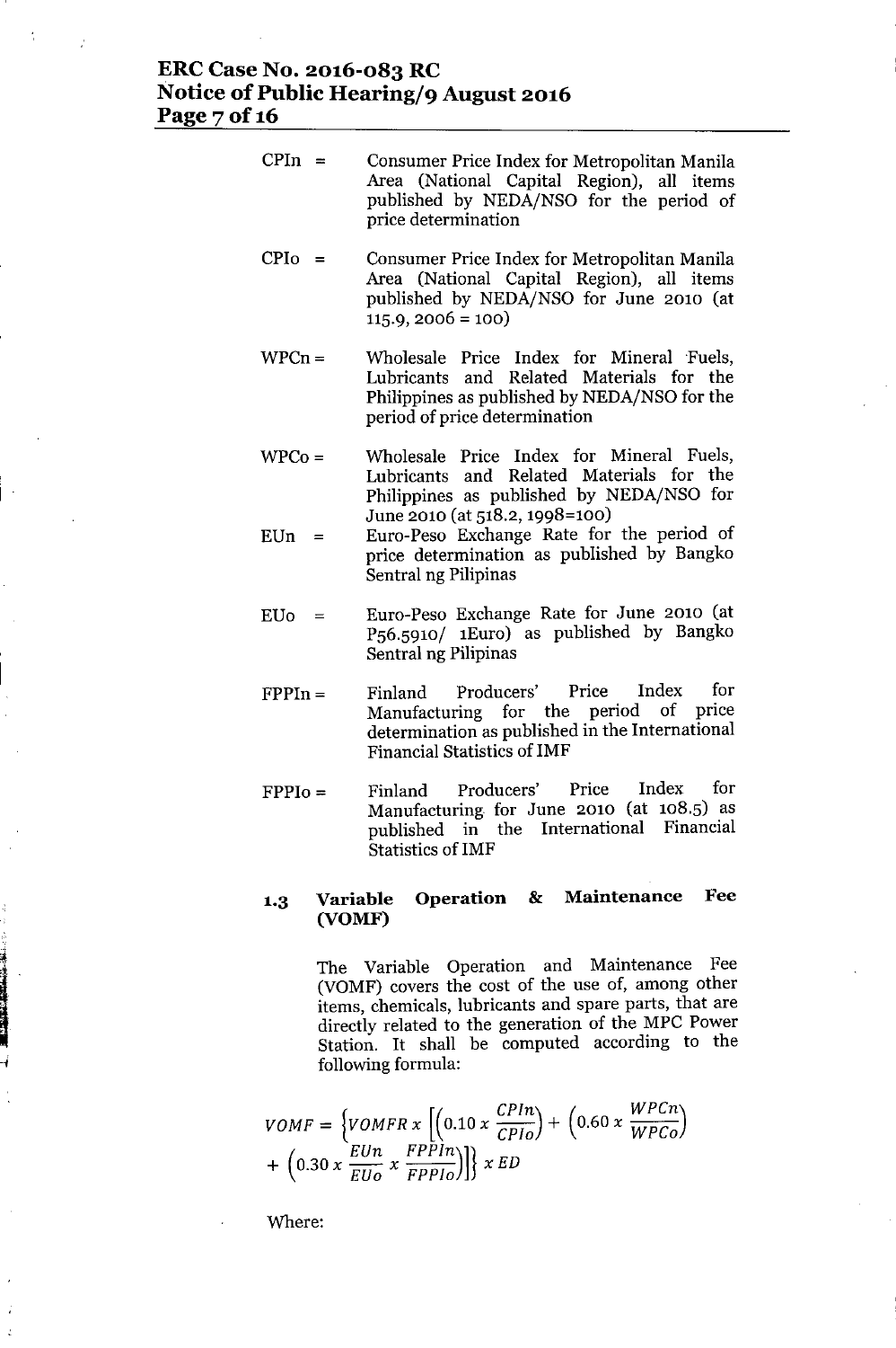$CPIn$ = Consumer Price Index for Metropolitan Manila Area (National Capital Region), all items published by NEDA/NSO for the period of price determination

$CPIo$ = Consumer Price Index for Metropolitan Manila Area (National Capital Region), all items published by NEDA/NSO for June 2010 (at 115.9, 2006 = 100)

$WPCn$ = Wholesale Price Index for Mineral Fuels, Lubricants and Related Materials for the Philippines as published by NEDA/NSO for the period of price determination

$WPCo$ = Wholesale Price Index for Mineral Fuels, Lubricants and Related Materials for the Philippines as published by NEDA/NSO for June 2010 (at 518.2, 1998=100)

$EUn$ = Euro-Peso Exchange Rate for the period of price determination as published by Bangko Sentral ng Pilipinas

$EUo$ = Euro-Peso Exchange Rate for June 2010 (at P56.5910/ 1Euro) as published by Bangko Sentral ng Pilipinas

$FPPIn$ = Finland Producers' Price Index for Manufacturing for the period of price determination as published in the International Financial Statistics of IMF

$FPPIo$ = Finland Producers' Price Index for Manufacturing for June 2010 (at 108.5) as published in the International Financial Statistics of IMF

### 1.3 Variable Operation & Maintenance Fee (VOMF)

The Variable Operation and Maintenance Fee (VOMF) covers the cost of the use of, among other items, chemicals, lubricants and spare parts, that are directly related to the generation of the MPC Power Station. It shall be computed according to the following formula:

$$VOMF = \left\{VOMFR \times \left[\left(0.10 \times \frac{CPIn}{CPIo}\right) + \left(0.60 \times \frac{WPCn}{WPCo}\right) + \left(0.30 \times \frac{EUn}{EUo} \times \frac{FPPIn}{FPPIo}\right)\right]\right\} \times ED$$

Where: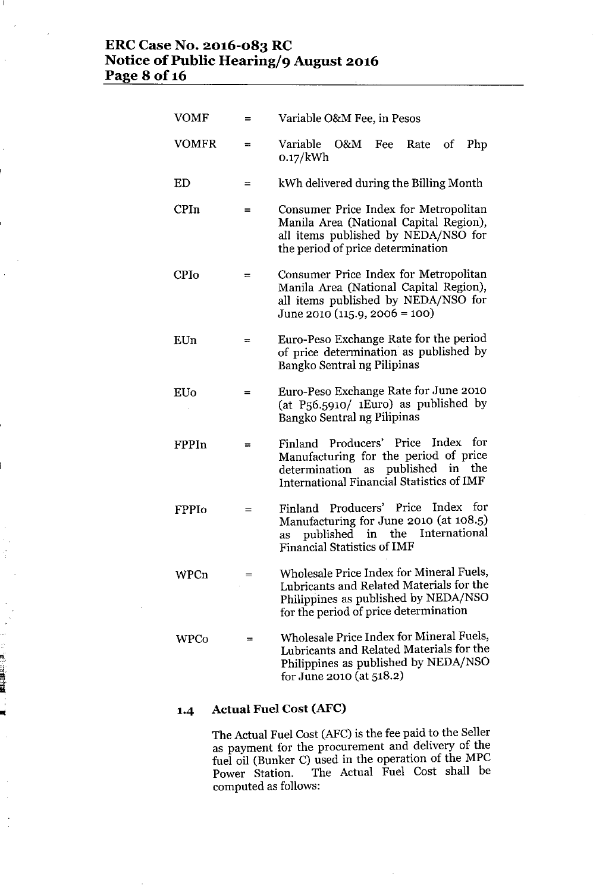| | | |
|---|---|---|
| VOMF | = | Variable O&M Fee, in Pesos |
| VOMFR | = | Variable O&M Fee Rate of Php 0.17/kWh |
| ED | = | kWh delivered during the Billing Month |
| CPIn | = | Consumer Price Index for Metropolitan Manila Area (National Capital Region), all items published by NEDA/NSO for the period of price determination |
| CPIo | = | Consumer Price Index for Metropolitan Manila Area (National Capital Region), all items published by NEDA/NSO for June 2010 (115.9, 2006 = 100) |
| EUn | = | Euro-Peso Exchange Rate for the period of price determination as published by Bangko Sentral ng Pilipinas |
| EUo | = | Euro-Peso Exchange Rate for June 2010 (at P56.5910/ 1Euro) as published by Bangko Sentral ng Pilipinas |
| FPPIn | = | Finland Producers' Price Index for Manufacturing for the period of price determination as published in the International Financial Statistics of IMF |
| FPPIo | = | Finland Producers' Price Index for Manufacturing for June 2010 (at 108.5) as published in the International Financial Statistics of IMF |
| WPCn | = | Wholesale Price Index for Mineral Fuels, Lubricants and Related Materials for the Philippines as published by NEDA/NSO for the period of price determination |
| WPCo | = | Wholesale Price Index for Mineral Fuels, Lubricants and Related Materials for the Philippines as published by NEDA/NSO for June 2010 (at 518.2) |

### 1.4 Actual Fuel Cost (AFC)

The Actual Fuel Cost (AFC) is the fee paid to the Seller as payment for the procurement and delivery of the fuel oil (Bunker C) used in the operation of the MPC Power Station. The Actual Fuel Cost shall be computed as follows: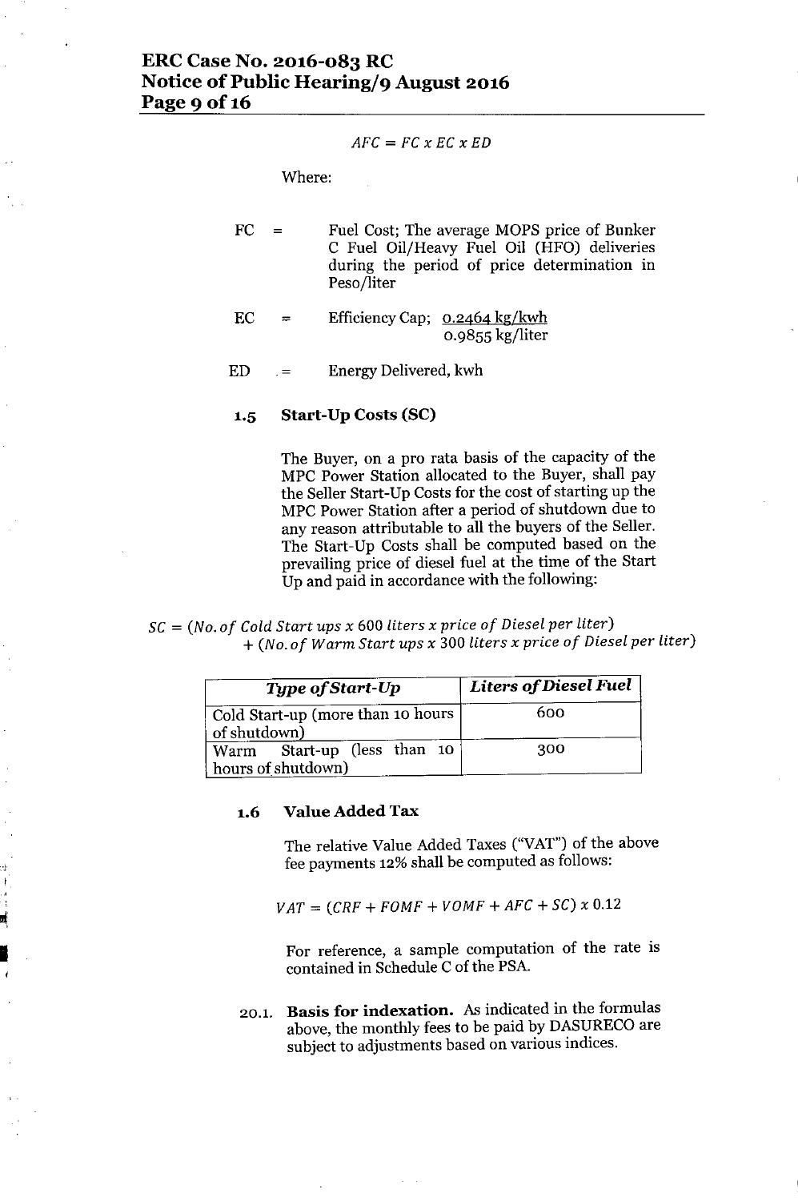$$AFC = FC \times EC \times ED$$

Where:

FC = Fuel Cost; The average MOPS price of Bunker C Fuel Oil/Heavy Fuel Oil (HFO) deliveries during the period of price determination in Peso/liter

EC = Efficiency Cap; 0.2464 kg/kwh
0.9855 kg/liter

ED = Energy Delivered, kwh

### 1.5 Start-Up Costs (SC)

The Buyer, on a pro rata basis of the capacity of the MPC Power Station allocated to the Buyer, shall pay the Seller Start-Up Costs for the cost of starting up the MPC Power Station after a period of shutdown due to any reason attributable to all the buyers of the Seller. The Start-Up Costs shall be computed based on the prevailing price of diesel fuel at the time of the Start Up and paid in accordance with the following:

$$SC = (No.of\ Cold\ Start\ ups \times 600\ liters \times price\ of\ Diesel\ per\ liter) + (No.of\ Warm\ Start\ ups \times 300\ liters \times price\ of\ Diesel\ per\ liter)$$

| *Type of Start-Up* | *Liters of Diesel Fuel* |
|---|---|
| Cold Start-up (more than 10 hours of shutdown) | 600 |
| Warm Start-up (less than 10 hours of shutdown) | 300 |

### 1.6 Value Added Tax

The relative Value Added Taxes ("VAT") of the above fee payments 12% shall be computed as follows:

$$VAT = (CRF + FOMF + VOMF + AFC + SC) \times 0.12$$

For reference, a sample computation of the rate is contained in Schedule C of the PSA.

20.1. **Basis for indexation.** As indicated in the formulas above, the monthly fees to be paid by DASURECO are subject to adjustments based on various indices.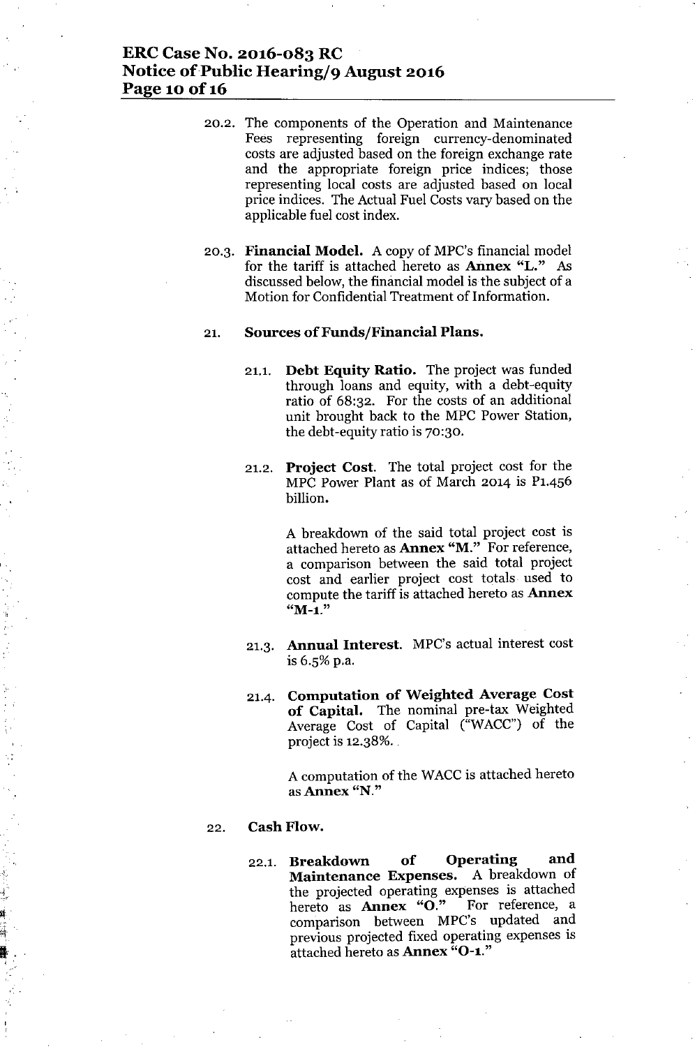20.2. The components of the Operation and Maintenance Fees representing foreign currency-denominated costs are adjusted based on the foreign exchange rate and the appropriate foreign price indices; those representing local costs are adjusted based on local price indices. The Actual Fuel Costs vary based on the applicable fuel cost index.

20.3. **Financial Model.** A copy of MPC's financial model for the tariff is attached hereto as **Annex "L."** As discussed below, the financial model is the subject of a Motion for Confidential Treatment of Information.

21. **Sources of Funds/Financial Plans.**

21.1. **Debt Equity Ratio.** The project was funded through loans and equity, with a debt-equity ratio of 68:32. For the costs of an additional unit brought back to the MPC Power Station, the debt-equity ratio is 70:30.

21.2. **Project Cost.** The total project cost for the MPC Power Plant as of March 2014 is P1.456 billion.

A breakdown of the said total project cost is attached hereto as **Annex "M."** For reference, a comparison between the said total project cost and earlier project cost totals used to compute the tariff is attached hereto as **Annex "M-1."**

21.3. **Annual Interest.** MPC's actual interest cost is 6.5% p.a.

21.4. **Computation of Weighted Average Cost of Capital.** The nominal pre-tax Weighted Average Cost of Capital ("WACC") of the project is 12.38%.

A computation of the WACC is attached hereto as **Annex "N."**

22. **Cash Flow.**

22.1. **Breakdown of Operating and Maintenance Expenses.** A breakdown of the projected operating expenses is attached hereto as **Annex "O."** For reference, a comparison between MPC's updated and previous projected fixed operating expenses is attached hereto as **Annex "O-1."**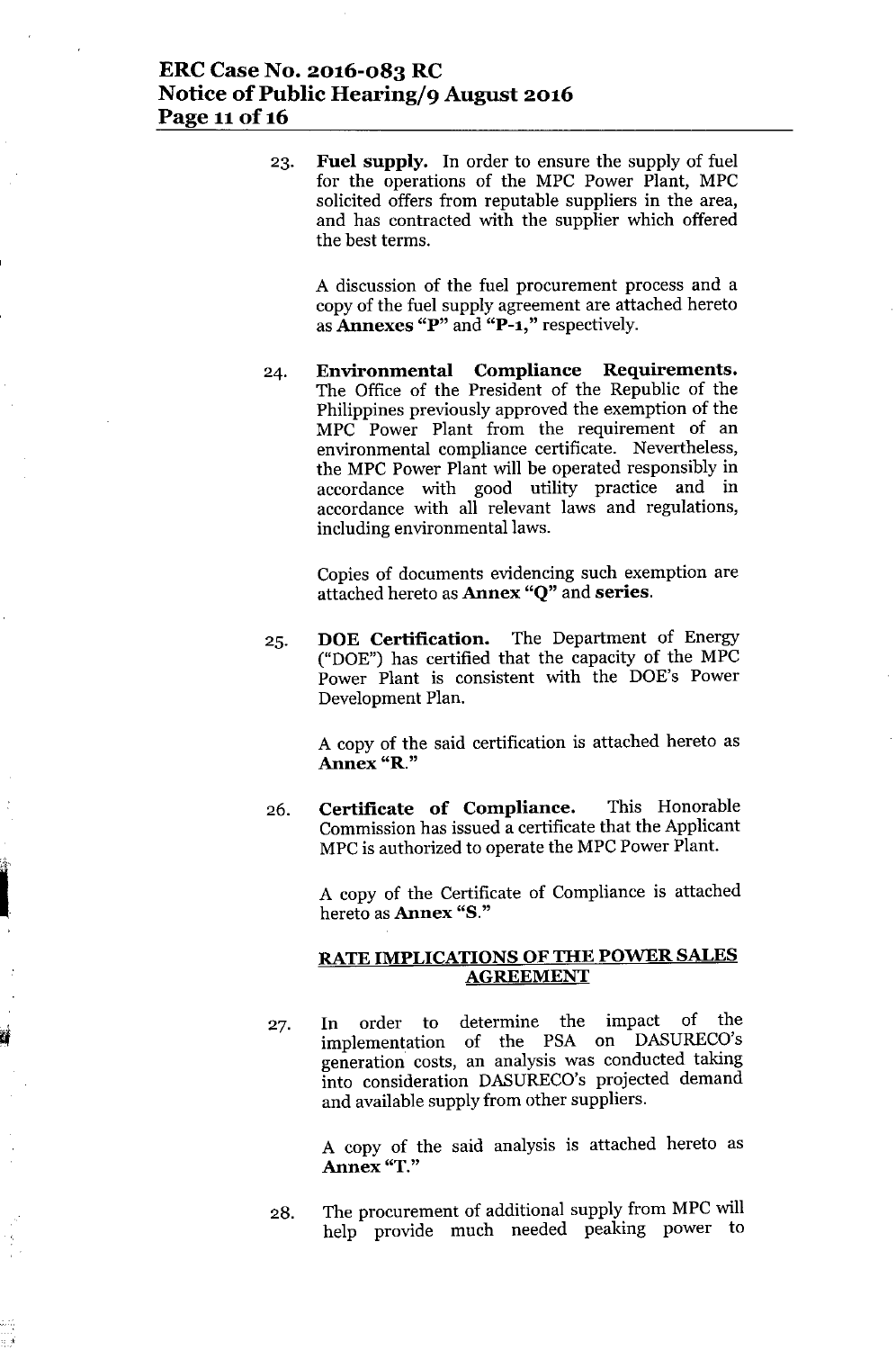23. **Fuel supply.** In order to ensure the supply of fuel for the operations of the MPC Power Plant, MPC solicited offers from reputable suppliers in the area, and has contracted with the supplier which offered the best terms.

    A discussion of the fuel procurement process and a copy of the fuel supply agreement are attached hereto as **Annexes "P"** and **"P-1,"** respectively.

24. **Environmental Compliance Requirements.** The Office of the President of the Republic of the Philippines previously approved the exemption of the MPC Power Plant from the requirement of an environmental compliance certificate. Nevertheless, the MPC Power Plant will be operated responsibly in accordance with good utility practice and in accordance with all relevant laws and regulations, including environmental laws.

    Copies of documents evidencing such exemption are attached hereto as **Annex "Q"** and **series**.

25. **DOE Certification.** The Department of Energy ("DOE") has certified that the capacity of the MPC Power Plant is consistent with the DOE's Power Development Plan.

    A copy of the said certification is attached hereto as **Annex "R."**

26. **Certificate of Compliance.** This Honorable Commission has issued a certificate that the Applicant MPC is authorized to operate the MPC Power Plant.

    A copy of the Certificate of Compliance is attached hereto as **Annex "S."**

## RATE IMPLICATIONS OF THE POWER SALES AGREEMENT

27. In order to determine the impact of the implementation of the PSA on DASURECO's generation costs, an analysis was conducted taking into consideration DASURECO's projected demand and available supply from other suppliers.

    A copy of the said analysis is attached hereto as **Annex "T."**

28. The procurement of additional supply from MPC will help provide much needed peaking power to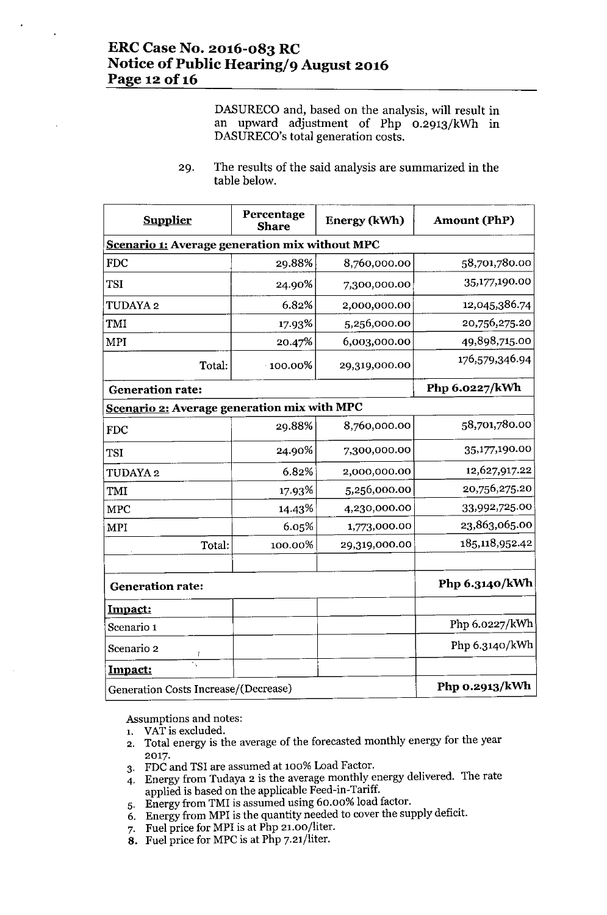DASURECO and, based on the analysis, will result in an upward adjustment of Php 0.2913/kWh in DASURECO's total generation costs.

29. The results of the said analysis are summarized in the table below.

| **Supplier** | **Percentage Share** | **Energy (kWh)** | **Amount (PhP)** |
|---|---|---|---|
| **Scenario 1: Average generation mix without MPC** | | | |
| FDC | 29.88% | 8,760,000.00 | 58,701,780.00 |
| TSI | 24.90% | 7,300,000.00 | 35,177,190.00 |
| TUDAYA 2 | 6.82% | 2,000,000.00 | 12,045,386.74 |
| TMI | 17.93% | 5,256,000.00 | 20,756,275.20 |
| MPI | 20.47% | 6,003,000.00 | 49,898,715.00 |
| Total: | 100.00% | 29,319,000.00 | 176,579,346.94 |
| **Generation rate:** | | | **Php 6.0227/kWh** |
| **Scenario 2: Average generation mix with MPC** | | | |
| FDC | 29.88% | 8,760,000.00 | 58,701,780.00 |
| TSI | 24.90% | 7,300,000.00 | 35,177,190.00 |
| TUDAYA 2 | 6.82% | 2,000,000.00 | 12,627,917.22 |
| TMI | 17.93% | 5,256,000.00 | 20,756,275.20 |
| MPC | 14.43% | 4,230,000.00 | 33,992,725.00 |
| MPI | 6.05% | 1,773,000.00 | 23,863,065.00 |
| Total: | 100.00% | 29,319,000.00 | 185,118,952.42 |
| | | | |
| **Generation rate:** | | | **Php 6.3140/kWh** |
| **Impact:** | | | |
| Scenario 1 | | | Php 6.0227/kWh |
| Scenario 2 | | | Php 6.3140/kWh |
| **Impact:** | | | |
| Generation Costs Increase/(Decrease) | | | **Php 0.2913/kWh** |

Assumptions and notes:

1. VAT is excluded.
2. Total energy is the average of the forecasted monthly energy for the year 2017.
3. FDC and TSI are assumed at 100% Load Factor.
4. Energy from Tudaya 2 is the average monthly energy delivered. The rate applied is based on the applicable Feed-in-Tariff.
5. Energy from TMI is assumed using 60.00% load factor.
6. Energy from MPI is the quantity needed to cover the supply deficit.
7. Fuel price for MPI is at Php 21.00/liter.
8. Fuel price for MPC is at Php 7.21/liter.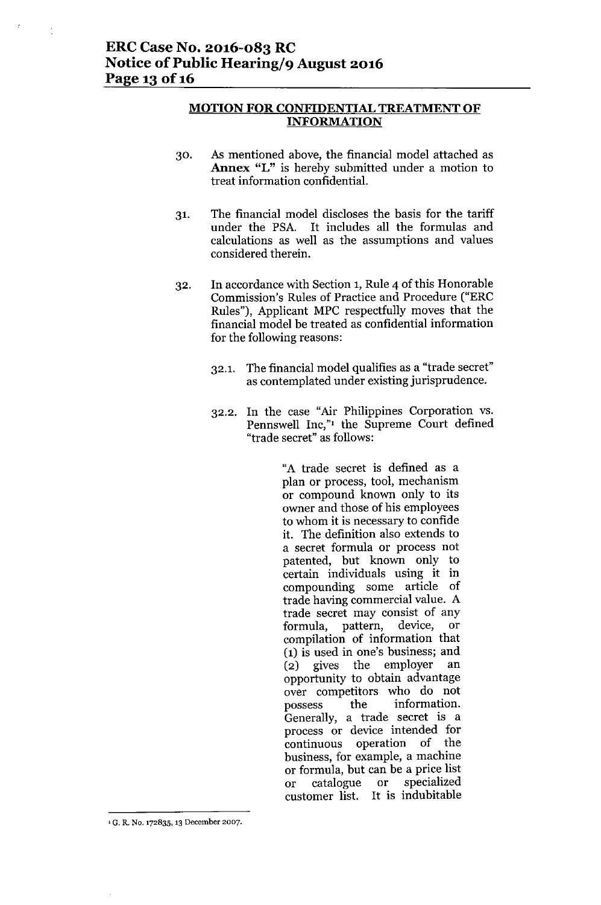## MOTION FOR CONFIDENTIAL TREATMENT OF INFORMATION

30. As mentioned above, the financial model attached as **Annex "L"** is hereby submitted under a motion to treat information confidential.

31. The financial model discloses the basis for the tariff under the PSA. It includes all the formulas and calculations as well as the assumptions and values considered therein.

32. In accordance with Section 1, Rule 4 of this Honorable Commission's Rules of Practice and Procedure ("ERC Rules"), Applicant MPC respectfully moves that the financial model be treated as confidential information for the following reasons:

    32.1. The financial model qualifies as a "trade secret" as contemplated under existing jurisprudence.

    32.2. In the case "Air Philippines Corporation vs. Pennswell Inc,"[1] the Supreme Court defined "trade secret" as follows:

    > "A trade secret is defined as a plan or process, tool, mechanism or compound known only to its owner and those of his employees to whom it is necessary to confide it. The definition also extends to a secret formula or process not patented, but known only to certain individuals using it in compounding some article of trade having commercial value. A trade secret may consist of any formula, pattern, device, or compilation of information that (1) is used in one's business; and (2) gives the employer an opportunity to obtain advantage over competitors who do not possess the information. Generally, a trade secret is a process or device intended for continuous operation of the business, for example, a machine or formula, but can be a price list or catalogue or specialized customer list. It is indubitable

---

[1] G. R. No. 172835, 13 December 2007.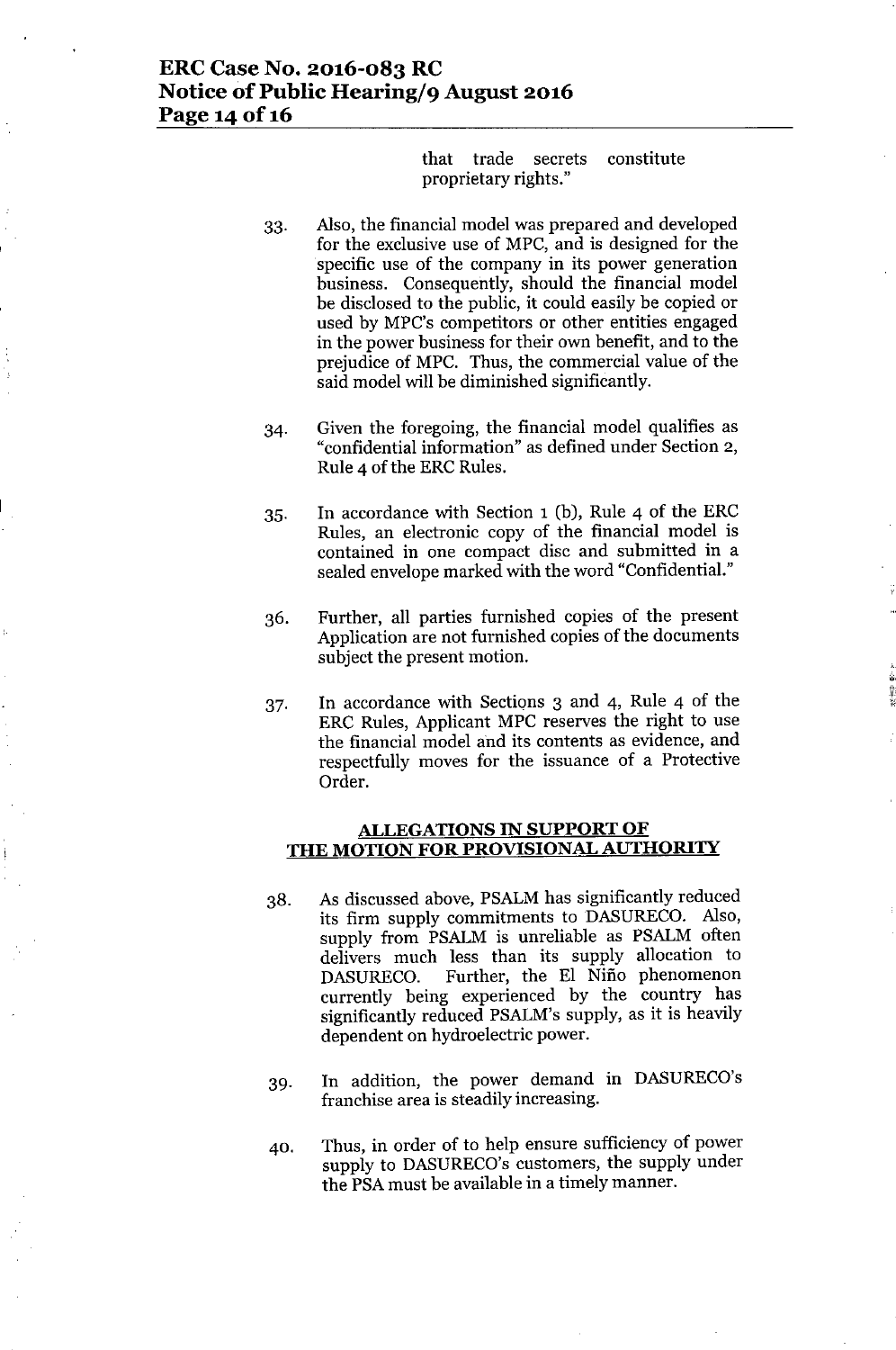that trade secrets constitute proprietary rights."

33. Also, the financial model was prepared and developed for the exclusive use of MPC, and is designed for the specific use of the company in its power generation business. Consequently, should the financial model be disclosed to the public, it could easily be copied or used by MPC's competitors or other entities engaged in the power business for their own benefit, and to the prejudice of MPC. Thus, the commercial value of the said model will be diminished significantly.

34. Given the foregoing, the financial model qualifies as "confidential information" as defined under Section 2, Rule 4 of the ERC Rules.

35. In accordance with Section 1 (b), Rule 4 of the ERC Rules, an electronic copy of the financial model is contained in one compact disc and submitted in a sealed envelope marked with the word "Confidential."

36. Further, all parties furnished copies of the present Application are not furnished copies of the documents subject the present motion.

37. In accordance with Sections 3 and 4, Rule 4 of the ERC Rules, Applicant MPC reserves the right to use the financial model and its contents as evidence, and respectfully moves for the issuance of a Protective Order.

## ALLEGATIONS IN SUPPORT OF THE MOTION FOR PROVISIONAL AUTHORITY

38. As discussed above, PSALM has significantly reduced its firm supply commitments to DASURECO. Also, supply from PSALM is unreliable as PSALM often delivers much less than its supply allocation to DASURECO. Further, the El Niño phenomenon currently being experienced by the country has significantly reduced PSALM's supply, as it is heavily dependent on hydroelectric power.

39. In addition, the power demand in DASURECO's franchise area is steadily increasing.

40. Thus, in order of to help ensure sufficiency of power supply to DASURECO's customers, the supply under the PSA must be available in a timely manner.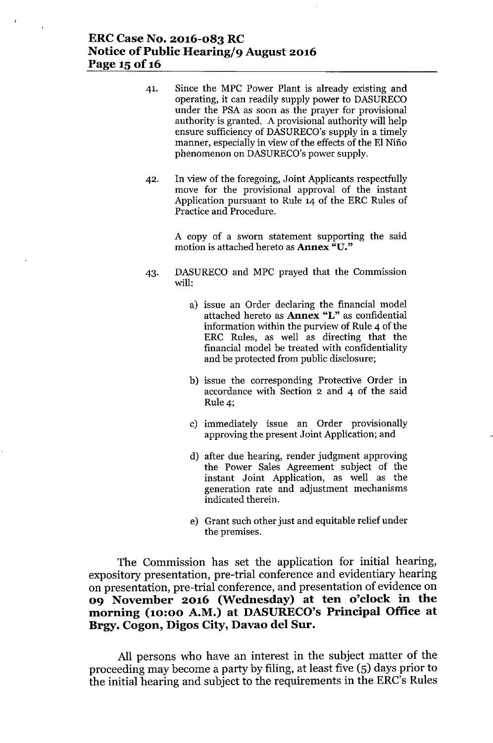41. Since the MPC Power Plant is already existing and operating, it can readily supply power to DASURECO under the PSA as soon as the prayer for provisional authority is granted. A provisional authority will help ensure sufficiency of DASURECO's supply in a timely manner, especially in view of the effects of the El Niño phenomenon on DASURECO's power supply.

42. In view of the foregoing, Joint Applicants respectfully move for the provisional approval of the instant Application pursuant to Rule 14 of the ERC Rules of Practice and Procedure.

    A copy of a sworn statement supporting the said motion is attached hereto as **Annex "U."**

43. DASURECO and MPC prayed that the Commission will:

    a) issue an Order declaring the financial model attached hereto as **Annex "L"** as confidential information within the purview of Rule 4 of the ERC Rules, as well as directing that the financial model be treated with confidentiality and be protected from public disclosure;

    b) issue the corresponding Protective Order in accordance with Section 2 and 4 of the said Rule 4;

    c) immediately issue an Order provisionally approving the present Joint Application; and

    d) after due hearing, render judgment approving the Power Sales Agreement subject of the instant Joint Application, as well as the generation rate and adjustment mechanisms indicated therein.

    e) Grant such other just and equitable relief under the premises.

The Commission has set the application for initial hearing, expository presentation, pre-trial conference and evidentiary hearing on presentation, pre-trial conference, and presentation of evidence on **09 November 2016 (Wednesday) at ten o'clock in the morning (10:00 A.M.) at DASURECO's Principal Office at Brgy. Cogon, Digos City, Davao del Sur.**

All persons who have an interest in the subject matter of the proceeding may become a party by filing, at least five (5) days prior to the initial hearing and subject to the requirements in the ERC's Rules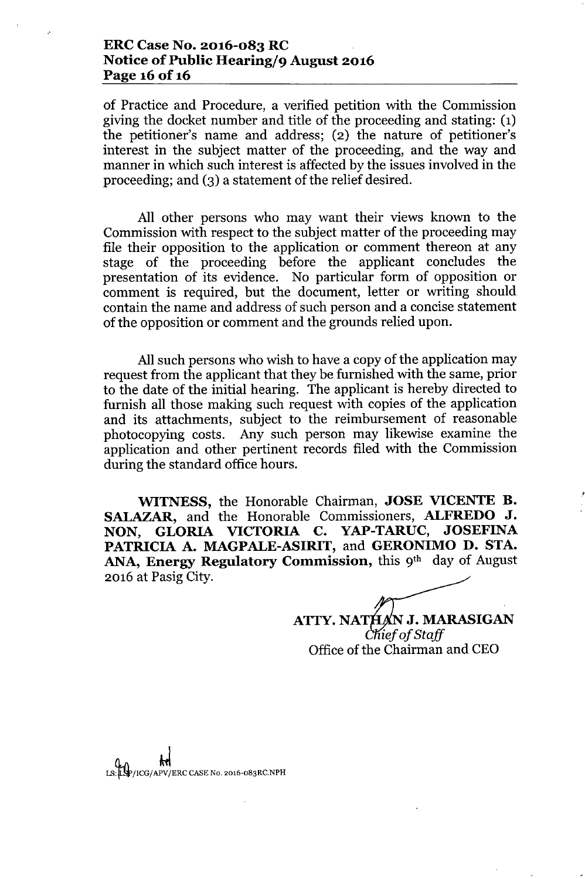of Practice and Procedure, a verified petition with the Commission giving the docket number and title of the proceeding and stating: (1) the petitioner's name and address; (2) the nature of petitioner's interest in the subject matter of the proceeding, and the way and manner in which such interest is affected by the issues involved in the proceeding; and (3) a statement of the relief desired.

All other persons who may want their views known to the Commission with respect to the subject matter of the proceeding may file their opposition to the application or comment thereon at any stage of the proceeding before the applicant concludes the presentation of its evidence. No particular form of opposition or comment is required, but the document, letter or writing should contain the name and address of such person and a concise statement of the opposition or comment and the grounds relied upon.

All such persons who wish to have a copy of the application may request from the applicant that they be furnished with the same, prior to the date of the initial hearing. The applicant is hereby directed to furnish all those making such request with copies of the application and its attachments, subject to the reimbursement of reasonable photocopying costs. Any such person may likewise examine the application and other pertinent records filed with the Commission during the standard office hours.

**WITNESS,** the Honorable Chairman, **JOSE VICENTE B. SALAZAR,** and the Honorable Commissioners, **ALFREDO J. NON, GLORIA VICTORIA C. YAP-TARUC, JOSEFINA PATRICIA A. MAGPALE-ASIRIT,** and **GERONIMO D. STA. ANA, Energy Regulatory Commission,** this 9th day of August 2016 at Pasig City.

**ATTY. NATHAN J. MARASIGAN**
*Chief of Staff*
Office of the Chairman and CEO

LS:LSP/ICG/APV/ERC CASE No. 2016-083RC.NPH